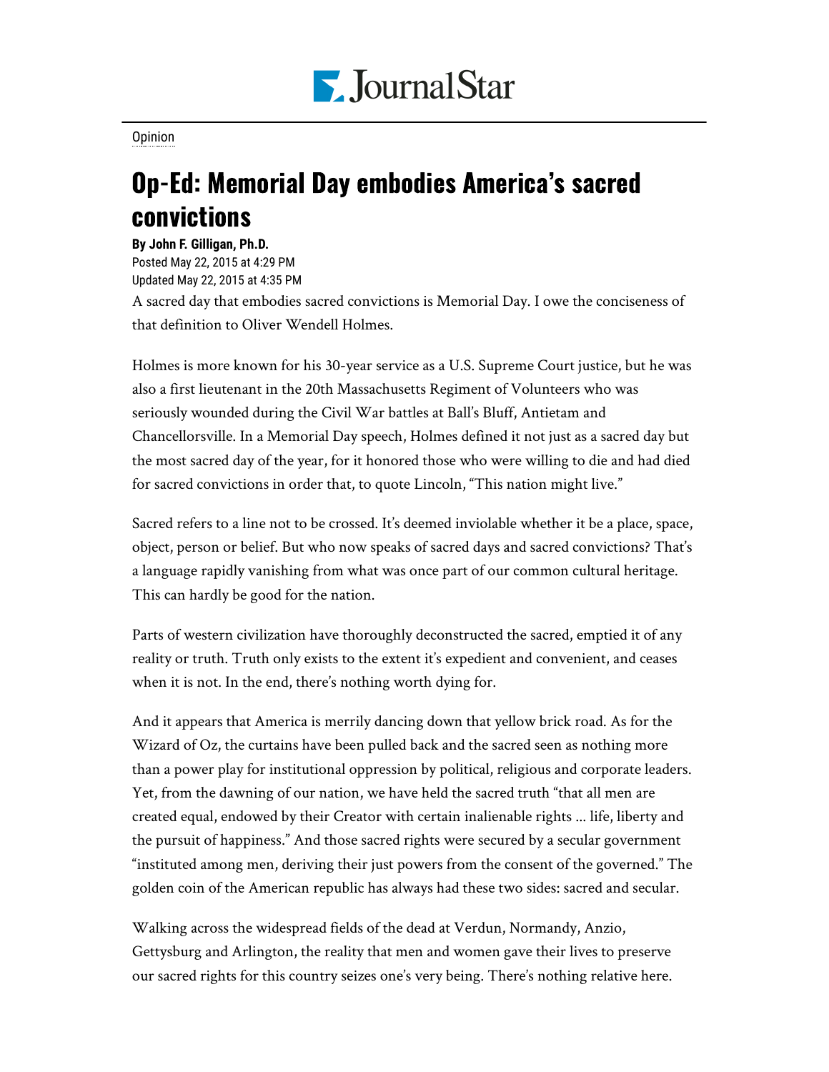Opinion

# Op-Ed: Memorial Day embodies America's sacred convictions

**By John F. Gilligan, Ph.D.**

Posted May 22, 2015 at 4:29 PM
Updated May 22, 2015 at 4:35 PM

A sacred day that embodies sacred convictions is Memorial Day. I owe the conciseness of that definition to Oliver Wendell Holmes.

Holmes is more known for his 30-year service as a U.S. Supreme Court justice, but he was also a first lieutenant in the 20th Massachusetts Regiment of Volunteers who was seriously wounded during the Civil War battles at Ball's Bluff, Antietam and Chancellorsville. In a Memorial Day speech, Holmes defined it not just as a sacred day but the most sacred day of the year, for it honored those who were willing to die and had died for sacred convictions in order that, to quote Lincoln, "This nation might live."

Sacred refers to a line not to be crossed. It's deemed inviolable whether it be a place, space, object, person or belief. But who now speaks of sacred days and sacred convictions? That's a language rapidly vanishing from what was once part of our common cultural heritage. This can hardly be good for the nation.

Parts of western civilization have thoroughly deconstructed the sacred, emptied it of any reality or truth. Truth only exists to the extent it's expedient and convenient, and ceases when it is not. In the end, there's nothing worth dying for.

And it appears that America is merrily dancing down that yellow brick road. As for the Wizard of Oz, the curtains have been pulled back and the sacred seen as nothing more than a power play for institutional oppression by political, religious and corporate leaders. Yet, from the dawning of our nation, we have held the sacred truth "that all men are created equal, endowed by their Creator with certain inalienable rights ... life, liberty and the pursuit of happiness." And those sacred rights were secured by a secular government "instituted among men, deriving their just powers from the consent of the governed." The golden coin of the American republic has always had these two sides: sacred and secular.

Walking across the widespread fields of the dead at Verdun, Normandy, Anzio, Gettysburg and Arlington, the reality that men and women gave their lives to preserve our sacred rights for this country seizes one's very being. There's nothing relative here.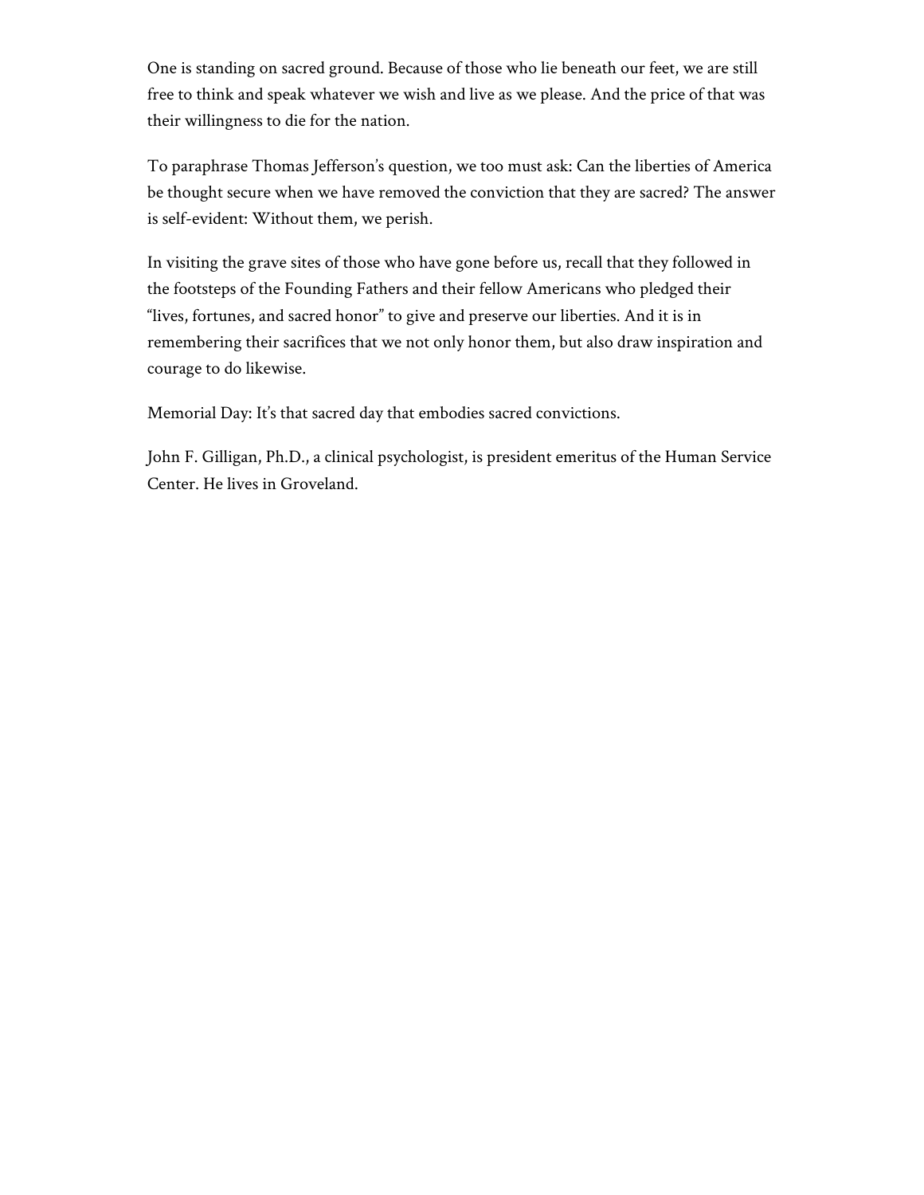One is standing on sacred ground. Because of those who lie beneath our feet, we are still free to think and speak whatever we wish and live as we please. And the price of that was their willingness to die for the nation.

To paraphrase Thomas Jefferson's question, we too must ask: Can the liberties of America be thought secure when we have removed the conviction that they are sacred? The answer is self-evident: Without them, we perish.

In visiting the grave sites of those who have gone before us, recall that they followed in the footsteps of the Founding Fathers and their fellow Americans who pledged their "lives, fortunes, and sacred honor" to give and preserve our liberties. And it is in remembering their sacrifices that we not only honor them, but also draw inspiration and courage to do likewise.

Memorial Day: It's that sacred day that embodies sacred convictions.

John F. Gilligan, Ph.D., a clinical psychologist, is president emeritus of the Human Service Center. He lives in Groveland.